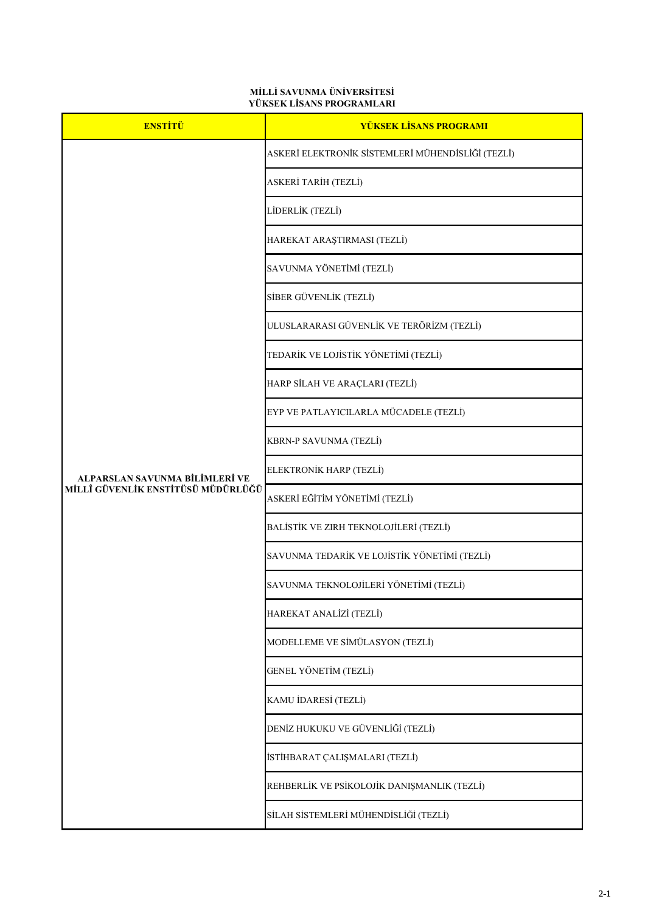**MİLLİ SAVUNMA ÜNİVERSİTESİ**
**YÜKSEK LİSANS PROGRAMLARI**

| ENSTİTÜ | YÜKSEK LİSANS PROGRAMI |
|---|---|
| ALPARSLAN SAVUNMA BİLİMLERİ VE MİLLÎ GÜVENLİK ENSTİTÜSÜ MÜDÜRLÜĞÜ | ASKERİ ELEKTRONİK SİSTEMLERİ MÜHENDİSLİĞİ (TEZLİ) |
| | ASKERİ TARİH (TEZLİ) |
| | LİDERLİK (TEZLİ) |
| | HAREKAT ARAŞTIRMASI (TEZLİ) |
| | SAVUNMA YÖNETİMİ (TEZLİ) |
| | SİBER GÜVENLİK (TEZLİ) |
| | ULUSLARARASI GÜVENLİK VE TERÖRİZM (TEZLİ) |
| | TEDARİK VE LOJİSTİK YÖNETİMİ (TEZLİ) |
| | HARP SİLAH VE ARAÇLARI (TEZLİ) |
| | EYP VE PATLAYICILARLA MÜCADELE (TEZLİ) |
| | KBRN-P SAVUNMA (TEZLİ) |
| | ELEKTRONİK HARP (TEZLİ) |
| | ASKERİ EĞİTİM YÖNETİMİ (TEZLİ) |
| | BALİSTİK VE ZIRH TEKNOLOJİLERİ (TEZLİ) |
| | SAVUNMA TEDARİK VE LOJİSTİK YÖNETİMİ (TEZLİ) |
| | SAVUNMA TEKNOLOJİLERİ YÖNETİMİ (TEZLİ) |
| | HAREKAT ANALİZİ (TEZLİ) |
| | MODELLEME VE SİMÜLASYON (TEZLİ) |
| | GENEL YÖNETİM (TEZLİ) |
| | KAMU İDARESİ (TEZLİ) |
| | DENİZ HUKUKU VE GÜVENLİĞİ (TEZLİ) |
| | İSTİHBARAT ÇALIŞMALARI (TEZLİ) |
| | REHBERLİK VE PSİKOLOJİK DANIŞMANLIK (TEZLİ) |
| | SİLAH SİSTEMLERİ MÜHENDİSLİĞİ (TEZLİ) |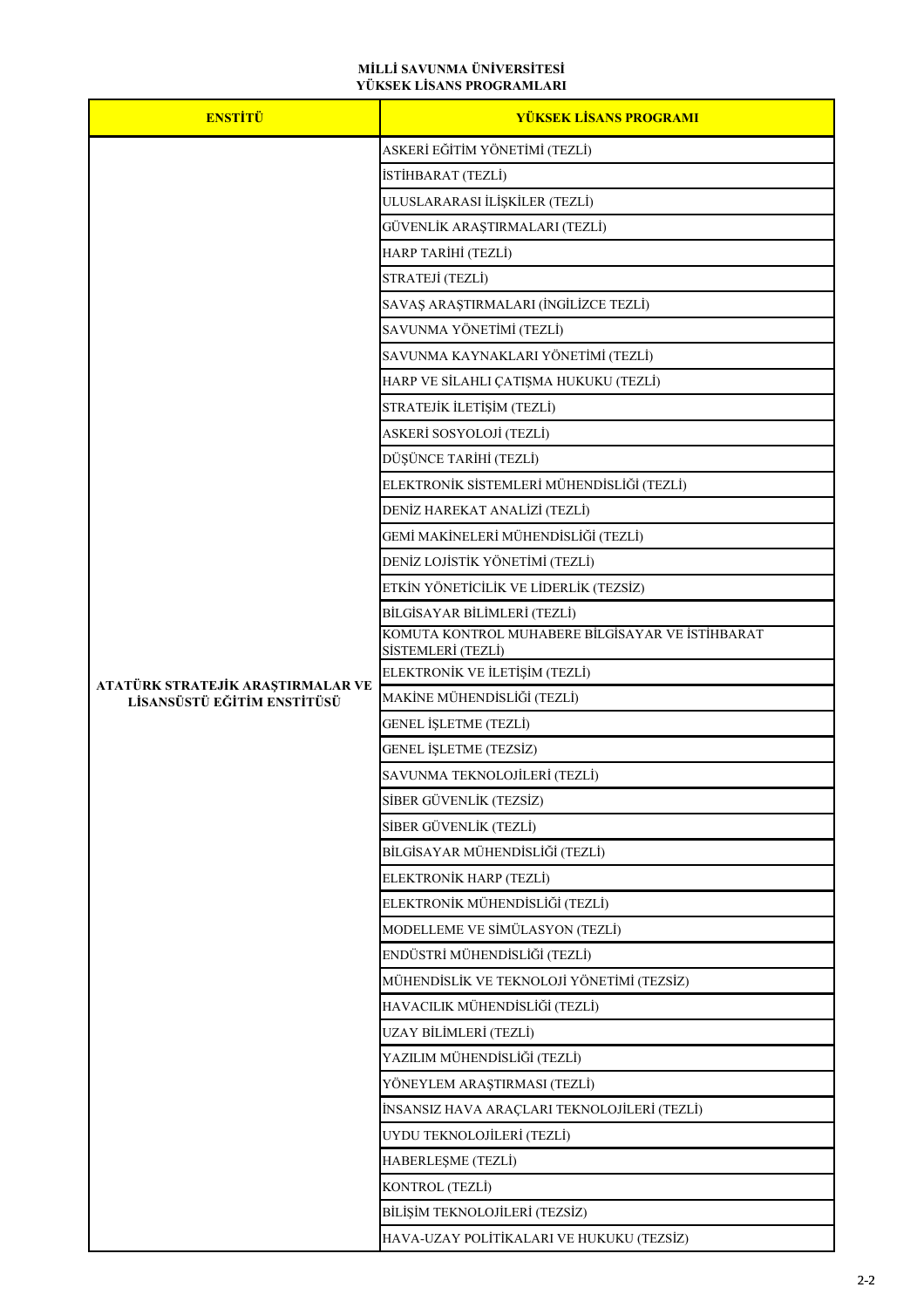**MİLLİ SAVUNMA ÜNİVERSİTESİ**
**YÜKSEK LİSANS PROGRAMLARI**

| ENSTİTÜ | YÜKSEK LİSANS PROGRAMI |
|---|---|
| ATATÜRK STRATEJİK ARAŞTIRMALAR VE LİSANSÜSTÜ EĞİTİM ENSTİTÜSÜ | ASKERİ EĞİTİM YÖNETİMİ (TEZLİ) |
| | İSTİHBARAT (TEZLİ) |
| | ULUSLARARASI İLİŞKİLER (TEZLİ) |
| | GÜVENLİK ARAŞTIRMALARI (TEZLİ) |
| | HARP TARİHİ (TEZLİ) |
| | STRATEJİ (TEZLİ) |
| | SAVAŞ ARAŞTIRMALARI (İNGİLİZCE TEZLİ) |
| | SAVUNMA YÖNETİMİ (TEZLİ) |
| | SAVUNMA KAYNAKLARI YÖNETİMİ (TEZLİ) |
| | HARP VE SİLAHLI ÇATIŞMA HUKUKU (TEZLİ) |
| | STRATEJİK İLETİŞİM (TEZLİ) |
| | ASKERİ SOSYOLOJİ (TEZLİ) |
| | DÜŞÜNCE TARİHİ (TEZLİ) |
| | ELEKTRONİK SİSTEMLERİ MÜHENDİSLİĞİ (TEZLİ) |
| | DENİZ HAREKAT ANALİZİ (TEZLİ) |
| | GEMİ MAKİNELERİ MÜHENDİSLİĞİ (TEZLİ) |
| | DENİZ LOJİSTİK YÖNETİMİ (TEZLİ) |
| | ETKİN YÖNETİCİLİK VE LİDERLİK (TEZSİZ) |
| | BİLGİSAYAR BİLİMLERİ (TEZLİ) |
| | KOMUTA KONTROL MUHABERE BİLGİSAYAR VE İSTİHBARAT SİSTEMLERİ (TEZLİ) |
| | ELEKTRONİK VE İLETİŞİM (TEZLİ) |
| | MAKİNE MÜHENDİSLİĞİ (TEZLİ) |
| | GENEL İŞLETME (TEZLİ) |
| | GENEL İŞLETME (TEZSİZ) |
| | SAVUNMA TEKNOLOJİLERİ (TEZLİ) |
| | SİBER GÜVENLİK (TEZSİZ) |
| | SİBER GÜVENLİK (TEZLİ) |
| | BİLGİSAYAR MÜHENDİSLİĞİ (TEZLİ) |
| | ELEKTRONİK HARP (TEZLİ) |
| | ELEKTRONİK MÜHENDİSLİĞİ (TEZLİ) |
| | MODELLEME VE SİMÜLASYON (TEZLİ) |
| | ENDÜSTRİ MÜHENDİSLİĞİ (TEZLİ) |
| | MÜHENDİSLİK VE TEKNOLOJİ YÖNETİMİ (TEZSİZ) |
| | HAVACILIK MÜHENDİSLİĞİ (TEZLİ) |
| | UZAY BİLİMLERİ (TEZLİ) |
| | YAZILIM MÜHENDİSLİĞİ (TEZLİ) |
| | YÖNEYLEM ARAŞTIRMASI (TEZLİ) |
| | İNSANSIZ HAVA ARAÇLARI TEKNOLOJİLERİ (TEZLİ) |
| | UYDU TEKNOLOJİLERİ (TEZLİ) |
| | HABERLEŞME (TEZLİ) |
| | KONTROL (TEZLİ) |
| | BİLİŞİM TEKNOLOJİLERİ (TEZSİZ) |
| | HAVA-UZAY POLİTİKALARI VE HUKUKU (TEZSİZ) |